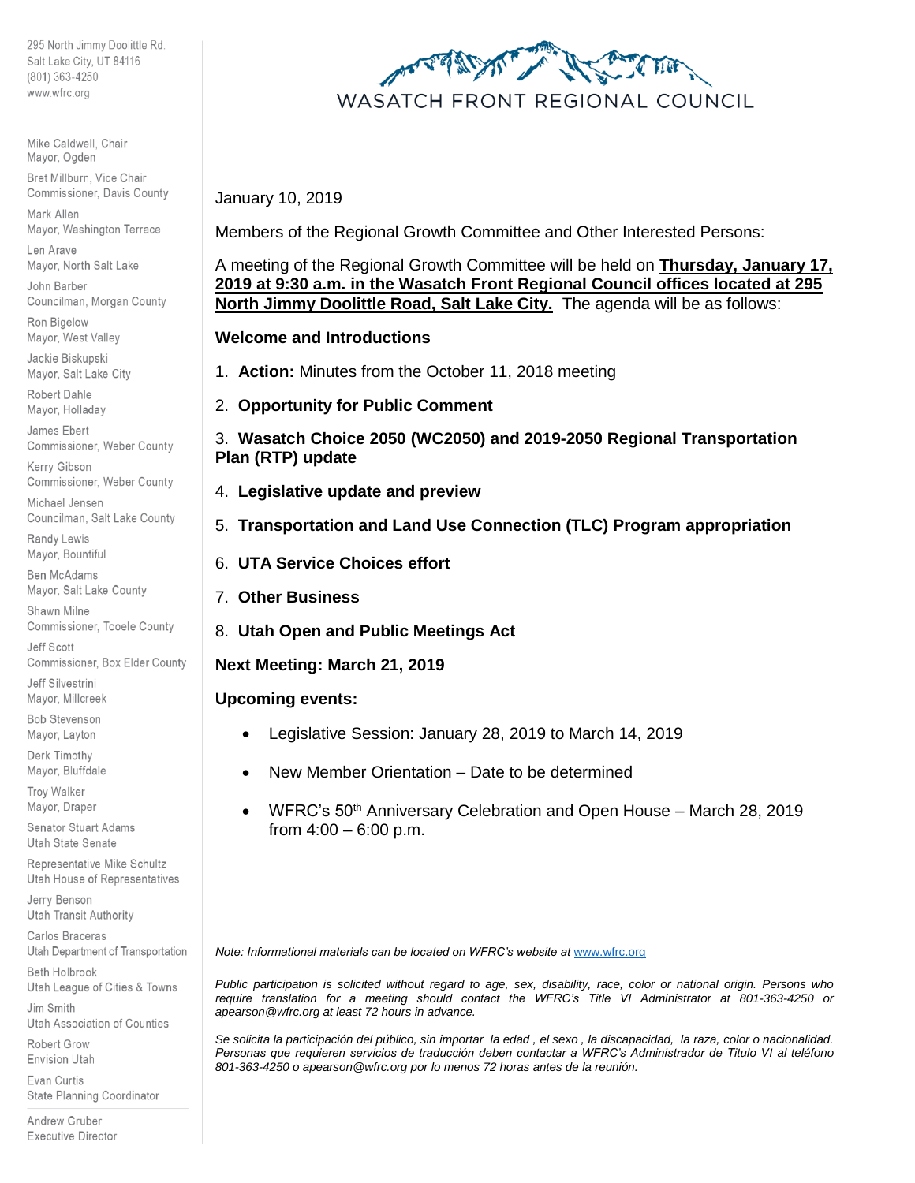295 North Jimmy Doolittle Rd.
Salt Lake City, UT 84116
(801) 363-4250
www.wfrc.org

Mike Caldwell, Chair
Mayor, Ogden

Bret Millburn, Vice Chair
Commissioner, Davis County

Mark Allen
Mayor, Washington Terrace

Len Arave
Mayor, North Salt Lake

John Barber
Councilman, Morgan County

Ron Bigelow
Mayor, West Valley

Jackie Biskupski
Mayor, Salt Lake City

Robert Dahle
Mayor, Holladay

James Ebert
Commissioner, Weber County

Kerry Gibson
Commissioner, Weber County

Michael Jensen
Councilman, Salt Lake County

Randy Lewis
Mayor, Bountiful

Ben McAdams
Mayor, Salt Lake County

Shawn Milne
Commissioner, Tooele County

Jeff Scott
Commissioner, Box Elder County

Jeff Silvestrini
Mayor, Millcreek

Bob Stevenson
Mayor, Layton

Derk Timothy
Mayor, Bluffdale

Troy Walker
Mayor, Draper

Senator Stuart Adams
Utah State Senate

Representative Mike Schultz
Utah House of Representatives

Jerry Benson
Utah Transit Authority

Carlos Braceras
Utah Department of Transportation

Beth Holbrook
Utah League of Cities & Towns

Jim Smith
Utah Association of Counties

Robert Grow
Envision Utah

Evan Curtis
State Planning Coordinator

Andrew Gruber
Executive Director

# WASATCH FRONT REGIONAL COUNCIL

January 10, 2019

Members of the Regional Growth Committee and Other Interested Persons:

A meeting of the Regional Growth Committee will be held on **Thursday, January 17, 2019 at 9:30 a.m. in the Wasatch Front Regional Council offices located at 295 North Jimmy Doolittle Road, Salt Lake City.** The agenda will be as follows:

**Welcome and Introductions**

1. **Action:** Minutes from the October 11, 2018 meeting
2. **Opportunity for Public Comment**
3. **Wasatch Choice 2050 (WC2050) and 2019-2050 Regional Transportation Plan (RTP) update**
4. **Legislative update and preview**
5. **Transportation and Land Use Connection (TLC) Program appropriation**
6. **UTA Service Choices effort**
7. **Other Business**
8. **Utah Open and Public Meetings Act**

**Next Meeting: March 21, 2019**

**Upcoming events:**

- Legislative Session: January 28, 2019 to March 14, 2019
- New Member Orientation – Date to be determined
- WFRC's 50th Anniversary Celebration and Open House – March 28, 2019 from 4:00 – 6:00 p.m.

*Note: Informational materials can be located on WFRC's website at www.wfrc.org*

*Public participation is solicited without regard to age, sex, disability, race, color or national origin. Persons who require translation for a meeting should contact the WFRC's Title VI Administrator at 801-363-4250 or apearson@wfrc.org at least 72 hours in advance.*

*Se solicita la participación del público, sin importar la edad , el sexo , la discapacidad, la raza, color o nacionalidad. Personas que requieren servicios de traducción deben contactar a WFRC's Administrador de Titulo VI al teléfono 801-363-4250 o apearson@wfrc.org por lo menos 72 horas antes de la reunión.*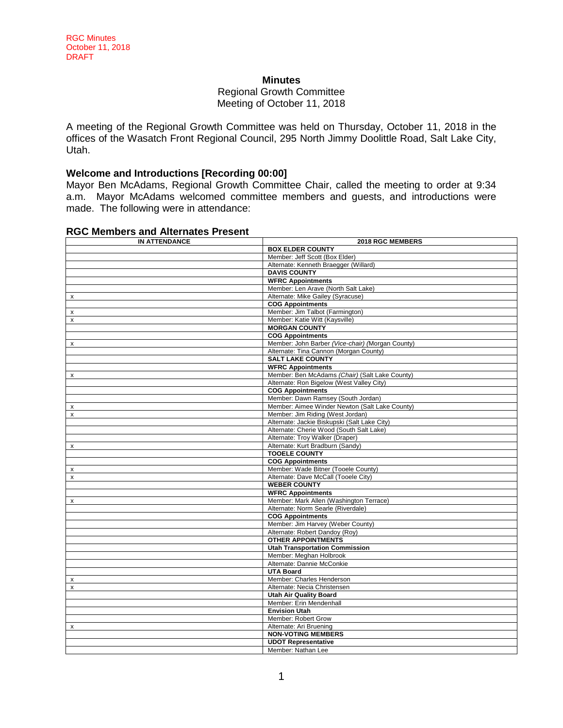RGC Minutes
October 11, 2018
DRAFT

**Minutes**

Regional Growth Committee
Meeting of October 11, 2018

A meeting of the Regional Growth Committee was held on Thursday, October 11, 2018 in the offices of the Wasatch Front Regional Council, 295 North Jimmy Doolittle Road, Salt Lake City, Utah.

## Welcome and Introductions [Recording 00:00]

Mayor Ben McAdams, Regional Growth Committee Chair, called the meeting to order at 9:34 a.m. Mayor McAdams welcomed committee members and guests, and introductions were made. The following were in attendance:

## RGC Members and Alternates Present

| IN ATTENDANCE | 2018 RGC MEMBERS |
|---|---|
| | **BOX ELDER COUNTY** |
| | Member: Jeff Scott (Box Elder) |
| | Alternate: Kenneth Braegger (Willard) |
| | **DAVIS COUNTY** |
| | **WFRC Appointments** |
| | Member: Len Arave (North Salt Lake) |
| x | Alternate: Mike Gailey (Syracuse) |
| | **COG Appointments** |
| x | Member: Jim Talbot (Farmington) |
| x | Member: Katie Witt (Kaysville) |
| | **MORGAN COUNTY** |
| | **COG Appointments** |
| x | Member: John Barber *(Vice-chair) (*Morgan County) |
| | Alternate: Tina Cannon (Morgan County) |
| | **SALT LAKE COUNTY** |
| | **WFRC Appointments** |
| x | Member: Ben McAdams *(Chair)* (Salt Lake County) |
| | Alternate: Ron Bigelow (West Valley City) |
| | **COG Appointments** |
| | Member: Dawn Ramsey (South Jordan) |
| x | Member: Aimee Winder Newton (Salt Lake County) |
| x | Member: Jim Riding (West Jordan) |
| | Alternate: Jackie Biskupski (Salt Lake City) |
| | Alternate: Cherie Wood (South Salt Lake) |
| | Alternate: Troy Walker (Draper) |
| x | Alternate: Kurt Bradburn (Sandy) |
| | **TOOELE COUNTY** |
| | **COG Appointments** |
| x | Member: Wade Bitner (Tooele County) |
| x | Alternate: Dave McCall (Tooele City) |
| | **WEBER COUNTY** |
| | **WFRC Appointments** |
| x | Member: Mark Allen (Washington Terrace) |
| | Alternate: Norm Searle (Riverdale) |
| | **COG Appointments** |
| | Member: Jim Harvey (Weber County) |
| | Alternate: Robert Dandoy (Roy) |
| | **OTHER APPOINTMENTS** |
| | **Utah Transportation Commission** |
| | Member: Meghan Holbrook |
| | Alternate: Dannie McConkie |
| | **UTA Board** |
| x | Member: Charles Henderson |
| x | Alternate: Necia Christensen |
| | **Utah Air Quality Board** |
| | Member: Erin Mendenhall |
| | **Envision Utah** |
| | Member: Robert Grow |
| x | Alternate: Ari Bruening |
| | **NON-VOTING MEMBERS** |
| | **UDOT Representative** |
| | Member: Nathan Lee |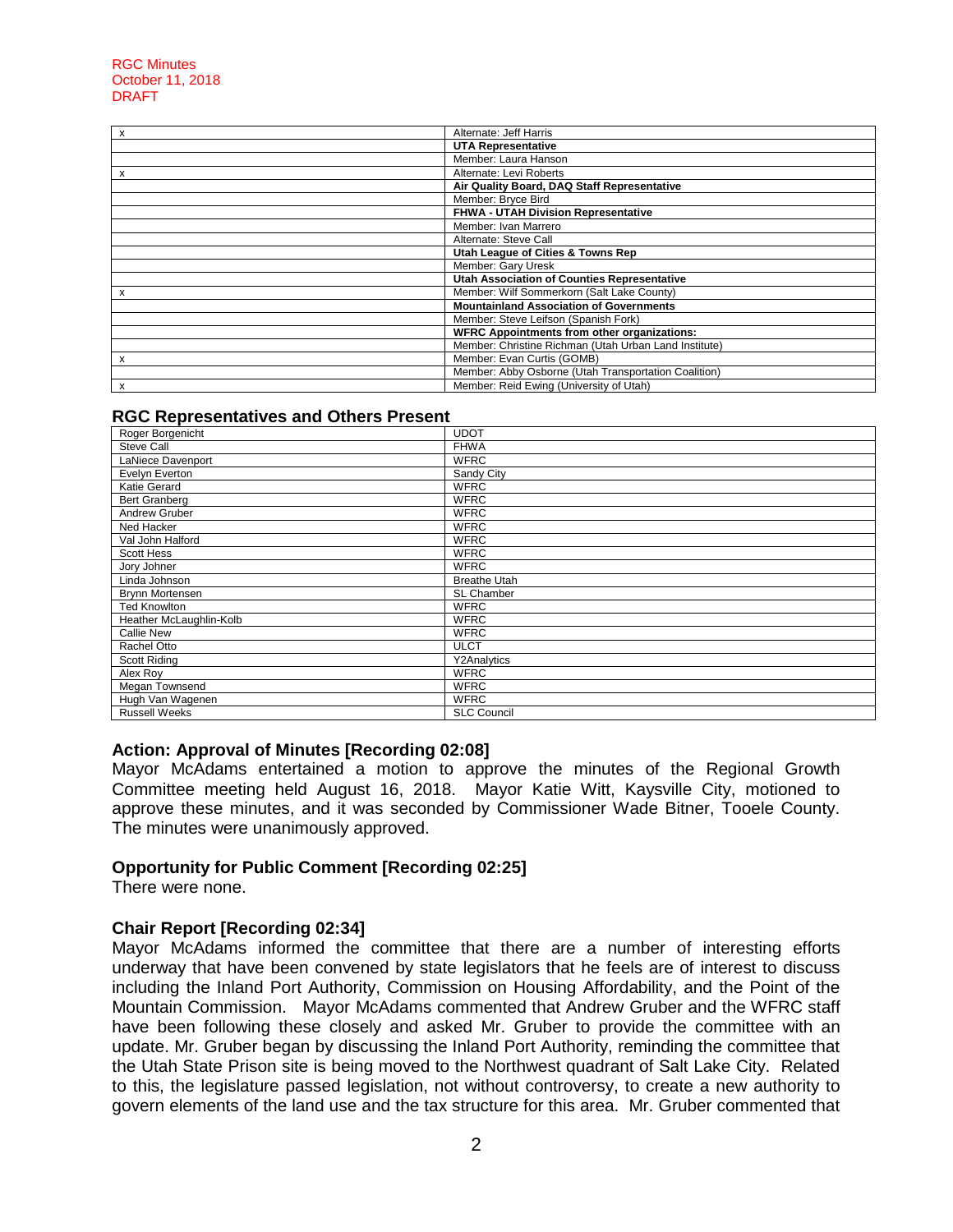| | |
|---|---|
| x | Alternate: Jeff Harris |
| | **UTA Representative** |
| | Member: Laura Hanson |
| x | Alternate: Levi Roberts |
| | **Air Quality Board, DAQ Staff Representative** |
| | Member: Bryce Bird |
| | **FHWA - UTAH Division Representative** |
| | Member: Ivan Marrero |
| | Alternate: Steve Call |
| | **Utah League of Cities & Towns Rep** |
| | Member: Gary Uresk |
| | **Utah Association of Counties Representative** |
| x | Member: Wilf Sommerkorn (Salt Lake County) |
| | **Mountainland Association of Governments** |
| | Member: Steve Leifson (Spanish Fork) |
| | **WFRC Appointments from other organizations:** |
| | Member: Christine Richman (Utah Urban Land Institute) |
| x | Member: Evan Curtis (GOMB) |
| | Member: Abby Osborne (Utah Transportation Coalition) |
| x | Member: Reid Ewing (University of Utah) |

## RGC Representatives and Others Present

| | |
|---|---|
| Roger Borgenicht | UDOT |
| Steve Call | FHWA |
| LaNiece Davenport | WFRC |
| Evelyn Everton | Sandy City |
| Katie Gerard | WFRC |
| Bert Granberg | WFRC |
| Andrew Gruber | WFRC |
| Ned Hacker | WFRC |
| Val John Halford | WFRC |
| Scott Hess | WFRC |
| Jory Johner | WFRC |
| Linda Johnson | Breathe Utah |
| Brynn Mortensen | SL Chamber |
| Ted Knowlton | WFRC |
| Heather McLaughlin-Kolb | WFRC |
| Callie New | WFRC |
| Rachel Otto | ULCT |
| Scott Riding | Y2Analytics |
| Alex Roy | WFRC |
| Megan Townsend | WFRC |
| Hugh Van Wagenen | WFRC |
| Russell Weeks | SLC Council |

**Action: Approval of Minutes [Recording 02:08]**
Mayor McAdams entertained a motion to approve the minutes of the Regional Growth Committee meeting held August 16, 2018. Mayor Katie Witt, Kaysville City, motioned to approve these minutes, and it was seconded by Commissioner Wade Bitner, Tooele County. The minutes were unanimously approved.

**Opportunity for Public Comment [Recording 02:25]**
There were none.

**Chair Report [Recording 02:34]**
Mayor McAdams informed the committee that there are a number of interesting efforts underway that have been convened by state legislators that he feels are of interest to discuss including the Inland Port Authority, Commission on Housing Affordability, and the Point of the Mountain Commission. Mayor McAdams commented that Andrew Gruber and the WFRC staff have been following these closely and asked Mr. Gruber to provide the committee with an update. Mr. Gruber began by discussing the Inland Port Authority, reminding the committee that the Utah State Prison site is being moved to the Northwest quadrant of Salt Lake City. Related to this, the legislature passed legislation, not without controversy, to create a new authority to govern elements of the land use and the tax structure for this area. Mr. Gruber commented that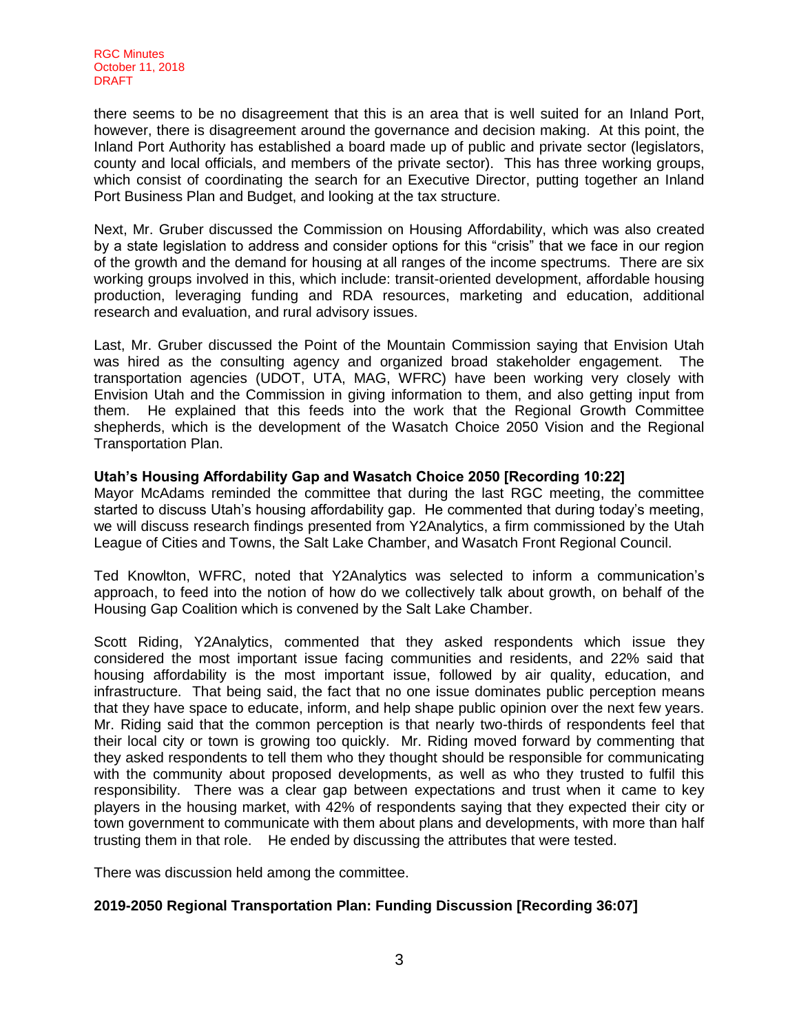there seems to be no disagreement that this is an area that is well suited for an Inland Port, however, there is disagreement around the governance and decision making. At this point, the Inland Port Authority has established a board made up of public and private sector (legislators, county and local officials, and members of the private sector). This has three working groups, which consist of coordinating the search for an Executive Director, putting together an Inland Port Business Plan and Budget, and looking at the tax structure.

Next, Mr. Gruber discussed the Commission on Housing Affordability, which was also created by a state legislation to address and consider options for this "crisis" that we face in our region of the growth and the demand for housing at all ranges of the income spectrums. There are six working groups involved in this, which include: transit-oriented development, affordable housing production, leveraging funding and RDA resources, marketing and education, additional research and evaluation, and rural advisory issues.

Last, Mr. Gruber discussed the Point of the Mountain Commission saying that Envision Utah was hired as the consulting agency and organized broad stakeholder engagement. The transportation agencies (UDOT, UTA, MAG, WFRC) have been working very closely with Envision Utah and the Commission in giving information to them, and also getting input from them. He explained that this feeds into the work that the Regional Growth Committee shepherds, which is the development of the Wasatch Choice 2050 Vision and the Regional Transportation Plan.

**Utah's Housing Affordability Gap and Wasatch Choice 2050 [Recording 10:22]**

Mayor McAdams reminded the committee that during the last RGC meeting, the committee started to discuss Utah's housing affordability gap. He commented that during today's meeting, we will discuss research findings presented from Y2Analytics, a firm commissioned by the Utah League of Cities and Towns, the Salt Lake Chamber, and Wasatch Front Regional Council.

Ted Knowlton, WFRC, noted that Y2Analytics was selected to inform a communication's approach, to feed into the notion of how do we collectively talk about growth, on behalf of the Housing Gap Coalition which is convened by the Salt Lake Chamber.

Scott Riding, Y2Analytics, commented that they asked respondents which issue they considered the most important issue facing communities and residents, and 22% said that housing affordability is the most important issue, followed by air quality, education, and infrastructure. That being said, the fact that no one issue dominates public perception means that they have space to educate, inform, and help shape public opinion over the next few years. Mr. Riding said that the common perception is that nearly two-thirds of respondents feel that their local city or town is growing too quickly. Mr. Riding moved forward by commenting that they asked respondents to tell them who they thought should be responsible for communicating with the community about proposed developments, as well as who they trusted to fulfil this responsibility. There was a clear gap between expectations and trust when it came to key players in the housing market, with 42% of respondents saying that they expected their city or town government to communicate with them about plans and developments, with more than half trusting them in that role. He ended by discussing the attributes that were tested.

There was discussion held among the committee.

**2019-2050 Regional Transportation Plan: Funding Discussion [Recording 36:07]**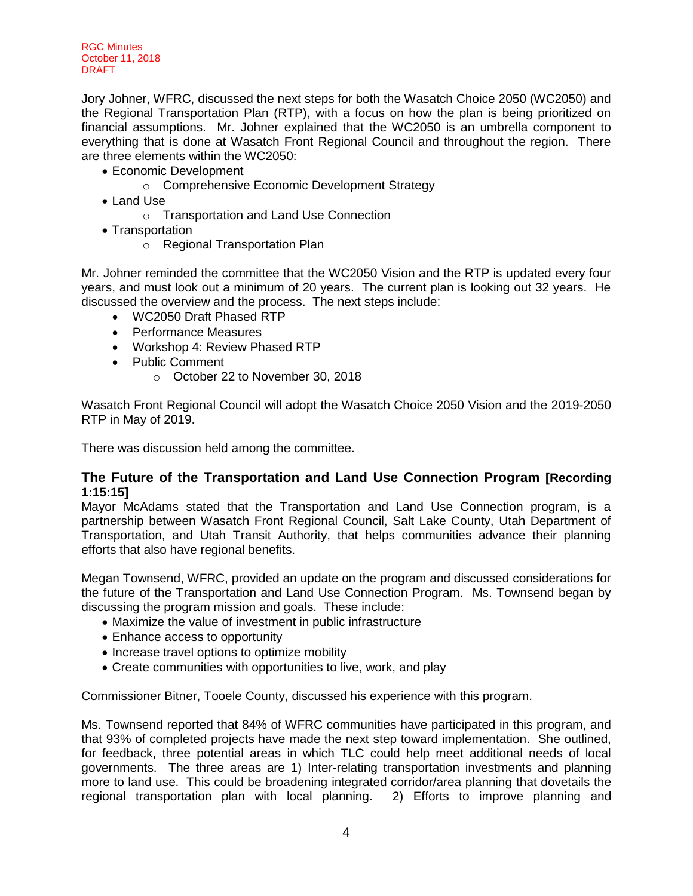Jory Johner, WFRC, discussed the next steps for both the Wasatch Choice 2050 (WC2050) and the Regional Transportation Plan (RTP), with a focus on how the plan is being prioritized on financial assumptions. Mr. Johner explained that the WC2050 is an umbrella component to everything that is done at Wasatch Front Regional Council and throughout the region. There are three elements within the WC2050:

- Economic Development
  - Comprehensive Economic Development Strategy
- Land Use
  - Transportation and Land Use Connection
- Transportation
  - Regional Transportation Plan

Mr. Johner reminded the committee that the WC2050 Vision and the RTP is updated every four years, and must look out a minimum of 20 years. The current plan is looking out 32 years. He discussed the overview and the process. The next steps include:

- WC2050 Draft Phased RTP
- Performance Measures
- Workshop 4: Review Phased RTP
- Public Comment
  - October 22 to November 30, 2018

Wasatch Front Regional Council will adopt the Wasatch Choice 2050 Vision and the 2019-2050 RTP in May of 2019.

There was discussion held among the committee.

### The Future of the Transportation and Land Use Connection Program [Recording 1:15:15]

Mayor McAdams stated that the Transportation and Land Use Connection program, is a partnership between Wasatch Front Regional Council, Salt Lake County, Utah Department of Transportation, and Utah Transit Authority, that helps communities advance their planning efforts that also have regional benefits.

Megan Townsend, WFRC, provided an update on the program and discussed considerations for the future of the Transportation and Land Use Connection Program. Ms. Townsend began by discussing the program mission and goals. These include:

- Maximize the value of investment in public infrastructure
- Enhance access to opportunity
- Increase travel options to optimize mobility
- Create communities with opportunities to live, work, and play

Commissioner Bitner, Tooele County, discussed his experience with this program.

Ms. Townsend reported that 84% of WFRC communities have participated in this program, and that 93% of completed projects have made the next step toward implementation. She outlined, for feedback, three potential areas in which TLC could help meet additional needs of local governments. The three areas are 1) Inter-relating transportation investments and planning more to land use. This could be broadening integrated corridor/area planning that dovetails the regional transportation plan with local planning. 2) Efforts to improve planning and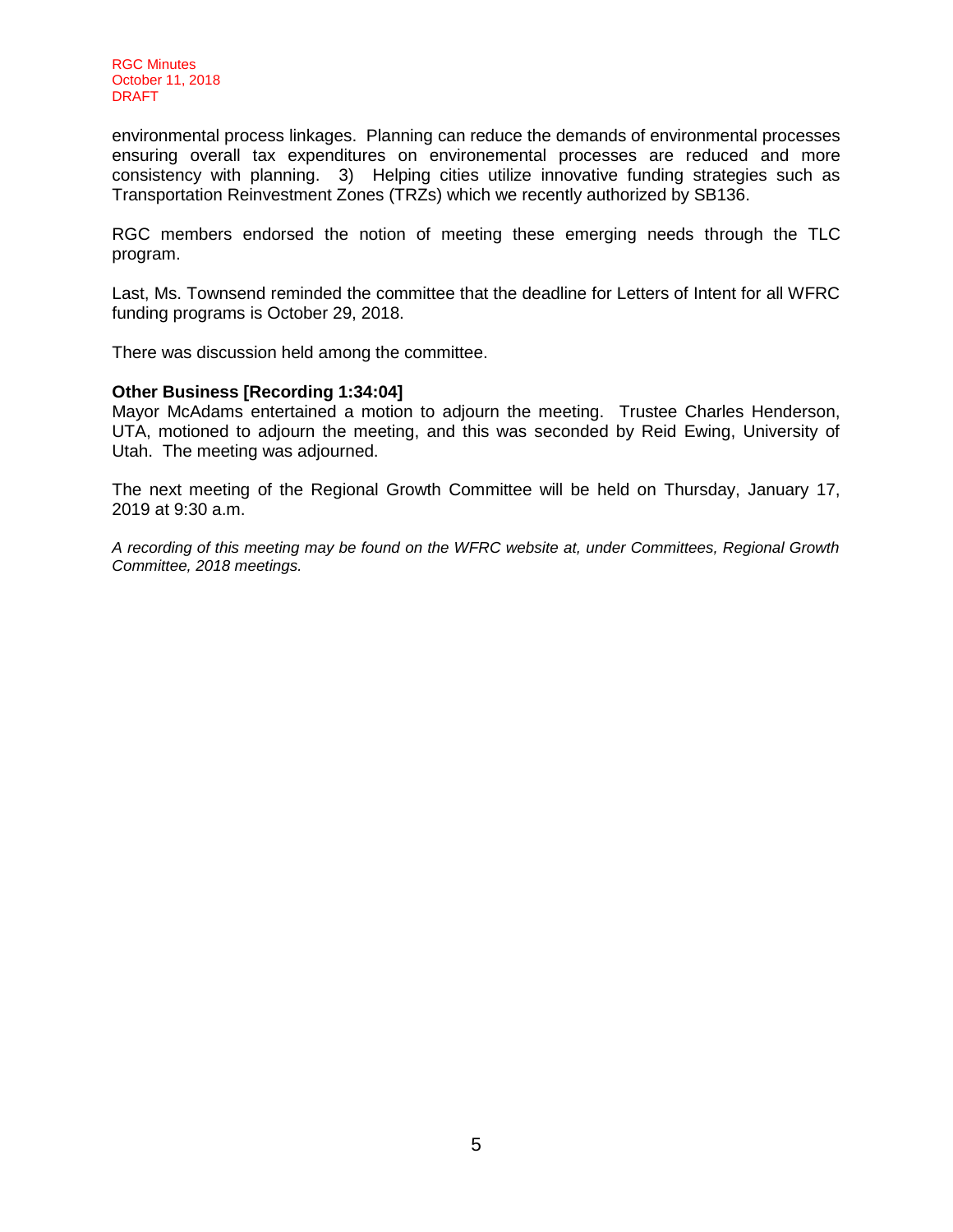environmental process linkages. Planning can reduce the demands of environmental processes ensuring overall tax expenditures on environemental processes are reduced and more consistency with planning. 3) Helping cities utilize innovative funding strategies such as Transportation Reinvestment Zones (TRZs) which we recently authorized by SB136.

RGC members endorsed the notion of meeting these emerging needs through the TLC program.

Last, Ms. Townsend reminded the committee that the deadline for Letters of Intent for all WFRC funding programs is October 29, 2018.

There was discussion held among the committee.

**Other Business [Recording 1:34:04]**
Mayor McAdams entertained a motion to adjourn the meeting. Trustee Charles Henderson, UTA, motioned to adjourn the meeting, and this was seconded by Reid Ewing, University of Utah. The meeting was adjourned.

The next meeting of the Regional Growth Committee will be held on Thursday, January 17, 2019 at 9:30 a.m.

*A recording of this meeting may be found on the WFRC website at, under Committees, Regional Growth Committee, 2018 meetings.*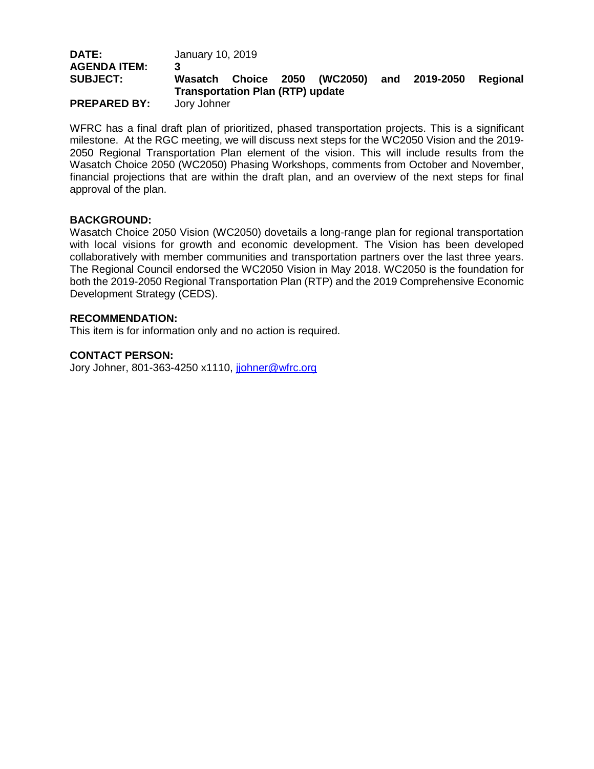**DATE:** January 10, 2019
**AGENDA ITEM:** 3
**SUBJECT:** **Wasatch Choice 2050 (WC2050) and 2019-2050 Regional Transportation Plan (RTP) update**
**PREPARED BY:** Jory Johner

WFRC has a final draft plan of prioritized, phased transportation projects. This is a significant milestone. At the RGC meeting, we will discuss next steps for the WC2050 Vision and the 2019-2050 Regional Transportation Plan element of the vision. This will include results from the Wasatch Choice 2050 (WC2050) Phasing Workshops, comments from October and November, financial projections that are within the draft plan, and an overview of the next steps for final approval of the plan.

**BACKGROUND:**

Wasatch Choice 2050 Vision (WC2050) dovetails a long-range plan for regional transportation with local visions for growth and economic development. The Vision has been developed collaboratively with member communities and transportation partners over the last three years. The Regional Council endorsed the WC2050 Vision in May 2018. WC2050 is the foundation for both the 2019-2050 Regional Transportation Plan (RTP) and the 2019 Comprehensive Economic Development Strategy (CEDS).

**RECOMMENDATION:**

This item is for information only and no action is required.

**CONTACT PERSON:**

Jory Johner, 801-363-4250 x1110, jjohner@wfrc.org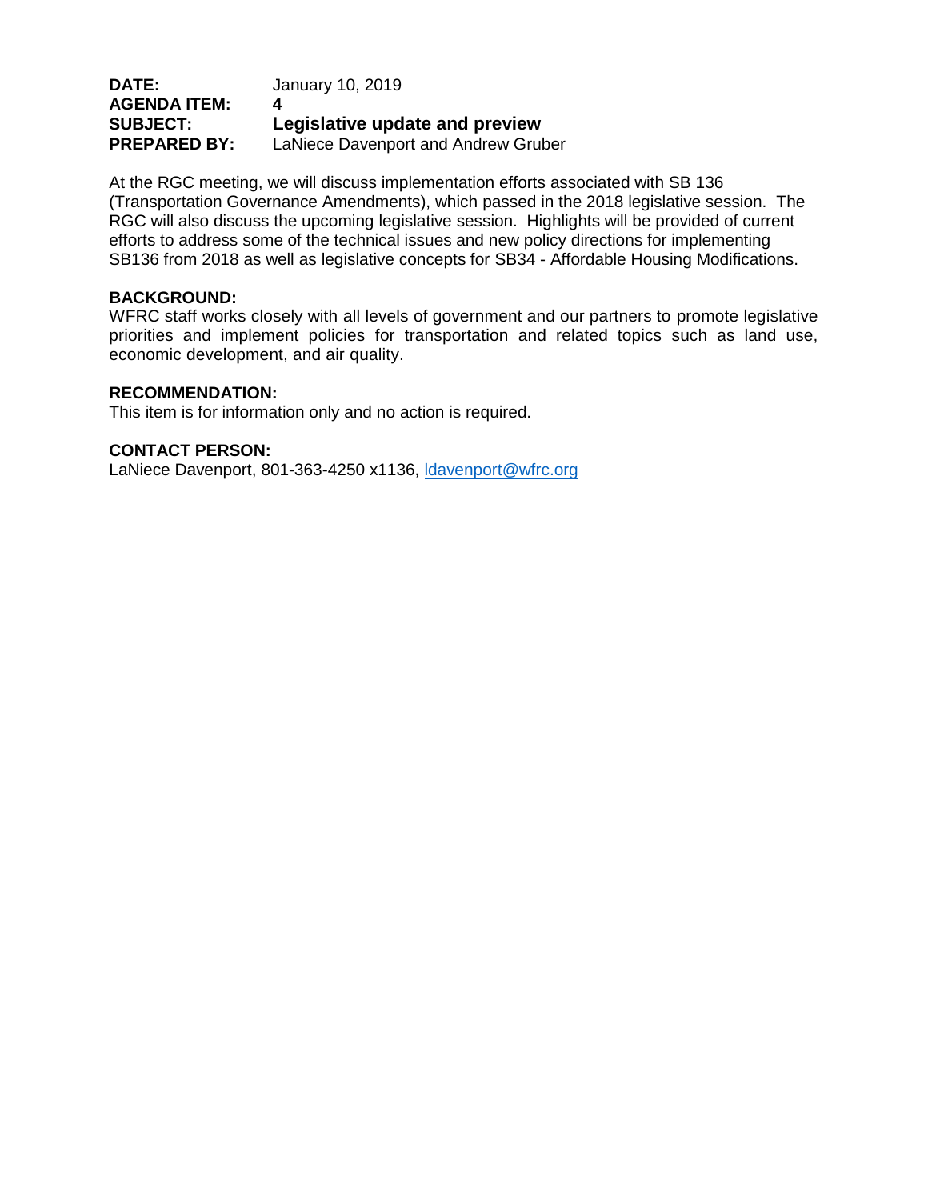**DATE:** January 10, 2019
**AGENDA ITEM:** **4**
**SUBJECT:** **Legislative update and preview**
**PREPARED BY:** LaNiece Davenport and Andrew Gruber

At the RGC meeting, we will discuss implementation efforts associated with SB 136 (Transportation Governance Amendments), which passed in the 2018 legislative session. The RGC will also discuss the upcoming legislative session. Highlights will be provided of current efforts to address some of the technical issues and new policy directions for implementing SB136 from 2018 as well as legislative concepts for SB34 - Affordable Housing Modifications.

**BACKGROUND:**
WFRC staff works closely with all levels of government and our partners to promote legislative priorities and implement policies for transportation and related topics such as land use, economic development, and air quality.

**RECOMMENDATION:**
This item is for information only and no action is required.

**CONTACT PERSON:**
LaNiece Davenport, 801-363-4250 x1136, ldavenport@wfrc.org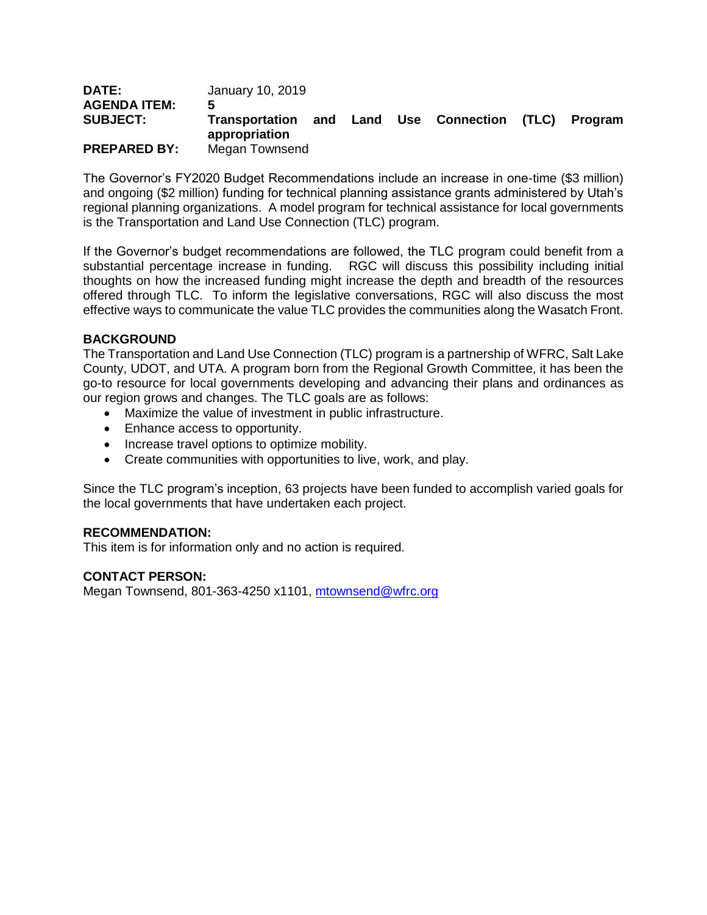**DATE:** January 10, 2019
**AGENDA ITEM:** 5
**SUBJECT:** **Transportation and Land Use Connection (TLC) Program appropriation**
**PREPARED BY:** Megan Townsend

The Governor's FY2020 Budget Recommendations include an increase in one-time ($3 million) and ongoing ($2 million) funding for technical planning assistance grants administered by Utah's regional planning organizations. A model program for technical assistance for local governments is the Transportation and Land Use Connection (TLC) program.

If the Governor's budget recommendations are followed, the TLC program could benefit from a substantial percentage increase in funding. RGC will discuss this possibility including initial thoughts on how the increased funding might increase the depth and breadth of the resources offered through TLC. To inform the legislative conversations, RGC will also discuss the most effective ways to communicate the value TLC provides the communities along the Wasatch Front.

**BACKGROUND**

The Transportation and Land Use Connection (TLC) program is a partnership of WFRC, Salt Lake County, UDOT, and UTA. A program born from the Regional Growth Committee, it has been the go-to resource for local governments developing and advancing their plans and ordinances as our region grows and changes. The TLC goals are as follows:

- Maximize the value of investment in public infrastructure.
- Enhance access to opportunity.
- Increase travel options to optimize mobility.
- Create communities with opportunities to live, work, and play.

Since the TLC program's inception, 63 projects have been funded to accomplish varied goals for the local governments that have undertaken each project.

**RECOMMENDATION:**

This item is for information only and no action is required.

**CONTACT PERSON:**

Megan Townsend, 801-363-4250 x1101, mtownsend@wfrc.org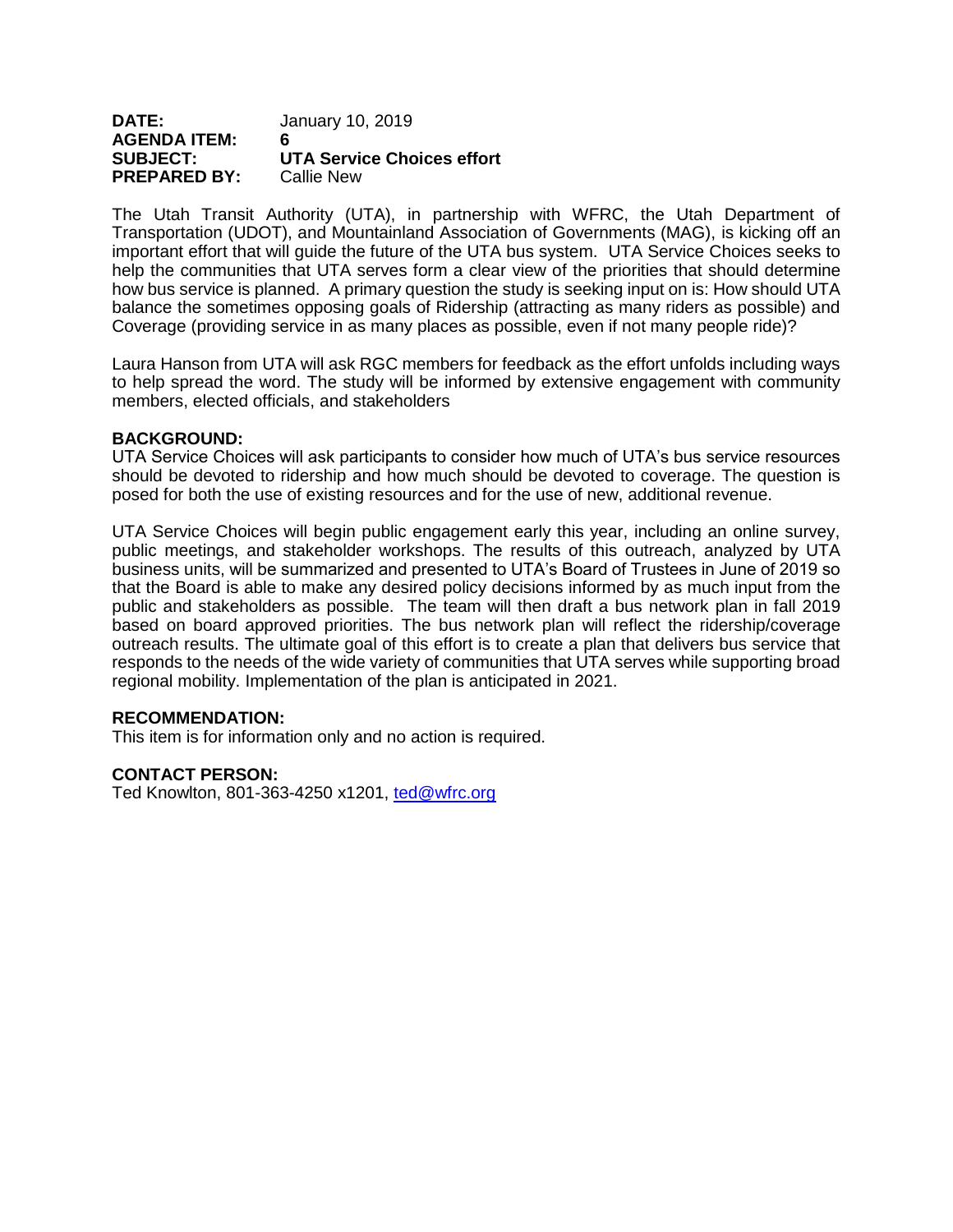**DATE:** January 10, 2019
**AGENDA ITEM:** 6
**SUBJECT:** **UTA Service Choices effort**
**PREPARED BY:** Callie New

The Utah Transit Authority (UTA), in partnership with WFRC, the Utah Department of Transportation (UDOT), and Mountainland Association of Governments (MAG), is kicking off an important effort that will guide the future of the UTA bus system. UTA Service Choices seeks to help the communities that UTA serves form a clear view of the priorities that should determine how bus service is planned. A primary question the study is seeking input on is: How should UTA balance the sometimes opposing goals of Ridership (attracting as many riders as possible) and Coverage (providing service in as many places as possible, even if not many people ride)?

Laura Hanson from UTA will ask RGC members for feedback as the effort unfolds including ways to help spread the word. The study will be informed by extensive engagement with community members, elected officials, and stakeholders

**BACKGROUND:**
UTA Service Choices will ask participants to consider how much of UTA's bus service resources should be devoted to ridership and how much should be devoted to coverage. The question is posed for both the use of existing resources and for the use of new, additional revenue.

UTA Service Choices will begin public engagement early this year, including an online survey, public meetings, and stakeholder workshops. The results of this outreach, analyzed by UTA business units, will be summarized and presented to UTA's Board of Trustees in June of 2019 so that the Board is able to make any desired policy decisions informed by as much input from the public and stakeholders as possible. The team will then draft a bus network plan in fall 2019 based on board approved priorities. The bus network plan will reflect the ridership/coverage outreach results. The ultimate goal of this effort is to create a plan that delivers bus service that responds to the needs of the wide variety of communities that UTA serves while supporting broad regional mobility. Implementation of the plan is anticipated in 2021.

**RECOMMENDATION:**
This item is for information only and no action is required.

**CONTACT PERSON:**
Ted Knowlton, 801-363-4250 x1201, ted@wfrc.org